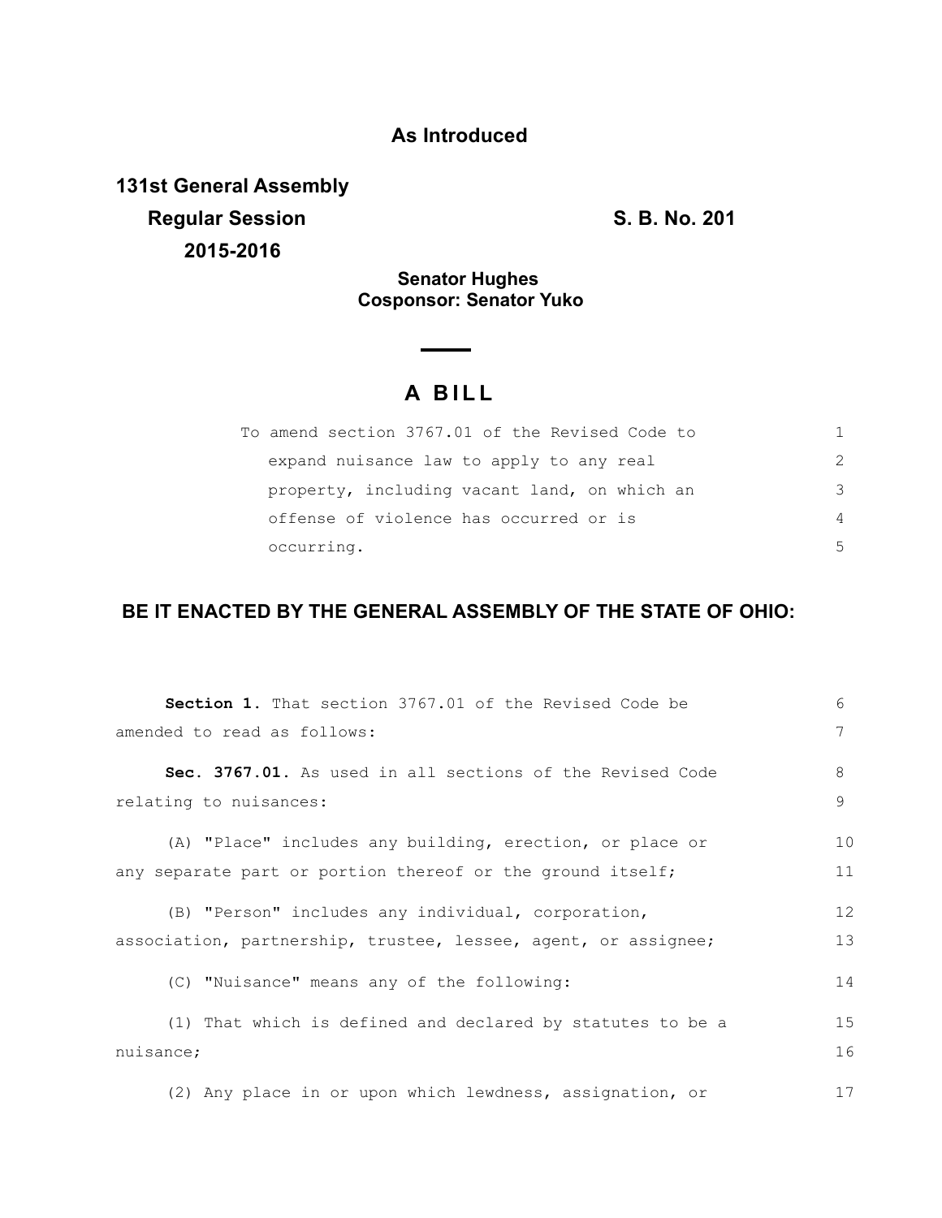**As Introduced**

**131st General Assembly**

**Regular Session** **S. B. No. 201**

**2015-2016**

**Senator Hughes**
**Cosponsor: Senator Yuko**

# A BILL

To amend section 3767.01 of the Revised Code to expand nuisance law to apply to any real property, including vacant land, on which an offense of violence has occurred or is occurring.

**BE IT ENACTED BY THE GENERAL ASSEMBLY OF THE STATE OF OHIO:**

**Section 1.** That section 3767.01 of the Revised Code be amended to read as follows:

**Sec. 3767.01.** As used in all sections of the Revised Code relating to nuisances:

(A) "Place" includes any building, erection, or place or any separate part or portion thereof or the ground itself;

(B) "Person" includes any individual, corporation, association, partnership, trustee, lessee, agent, or assignee;

(C) "Nuisance" means any of the following:

(1) That which is defined and declared by statutes to be a nuisance;

(2) Any place in or upon which lewdness, assignation, or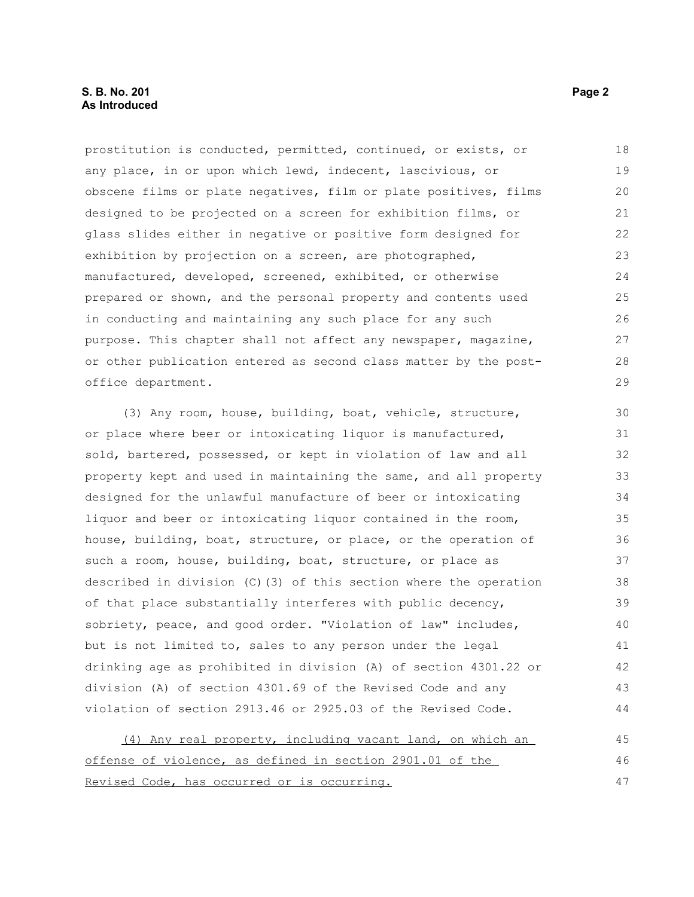prostitution is conducted, permitted, continued, or exists, or any place, in or upon which lewd, indecent, lascivious, or obscene films or plate negatives, film or plate positives, films designed to be projected on a screen for exhibition films, or glass slides either in negative or positive form designed for exhibition by projection on a screen, are photographed, manufactured, developed, screened, exhibited, or otherwise prepared or shown, and the personal property and contents used in conducting and maintaining any such place for any such purpose. This chapter shall not affect any newspaper, magazine, or other publication entered as second class matter by the post-office department.

(3) Any room, house, building, boat, vehicle, structure, or place where beer or intoxicating liquor is manufactured, sold, bartered, possessed, or kept in violation of law and all property kept and used in maintaining the same, and all property designed for the unlawful manufacture of beer or intoxicating liquor and beer or intoxicating liquor contained in the room, house, building, boat, structure, or place, or the operation of such a room, house, building, boat, structure, or place as described in division (C)(3) of this section where the operation of that place substantially interferes with public decency, sobriety, peace, and good order. "Violation of law" includes, but is not limited to, sales to any person under the legal drinking age as prohibited in division (A) of section 4301.22 or division (A) of section 4301.69 of the Revised Code and any violation of section 2913.46 or 2925.03 of the Revised Code.

<u>(4) Any real property, including vacant land, on which an offense of violence, as defined in section 2901.01 of the Revised Code, has occurred or is occurring.</u>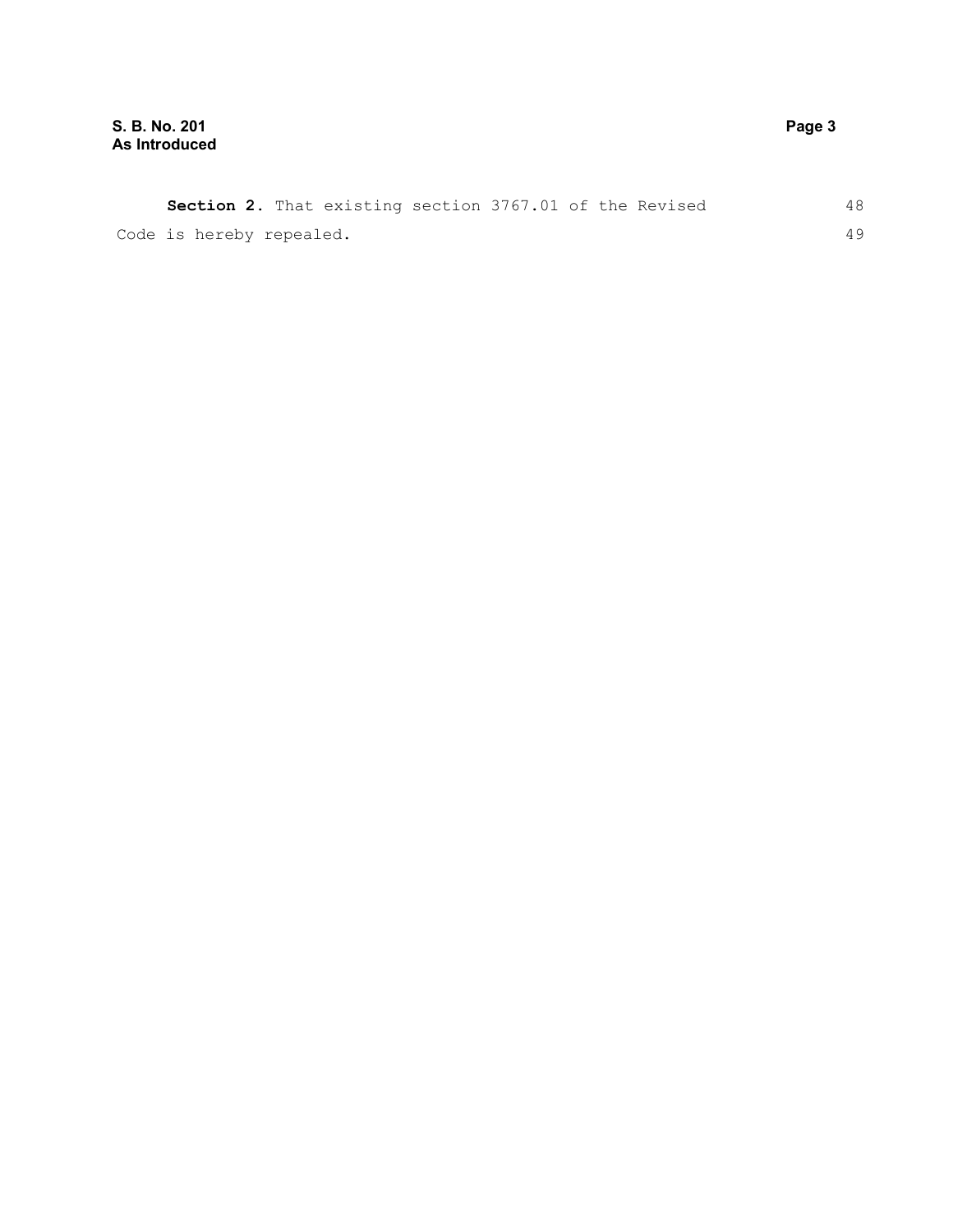**Section 2.** That existing section 3767.01 of the Revised Code is hereby repealed.